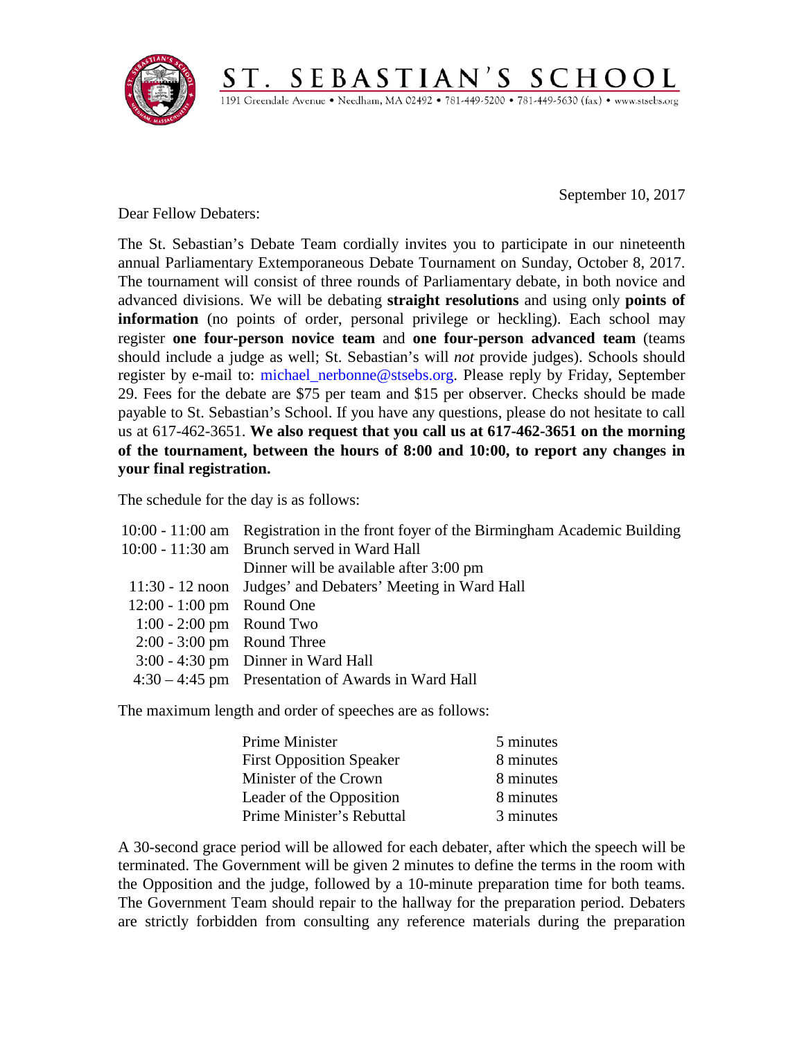# ST. SEBASTIAN'S SCHOOL

1191 Greendale Avenue • Needham, MA 02492 • 781-449-5200 • 781-449-5630 (fax) • www.stsebs.org

September 10, 2017

Dear Fellow Debaters:

The St. Sebastian's Debate Team cordially invites you to participate in our nineteenth annual Parliamentary Extemporaneous Debate Tournament on Sunday, October 8, 2017. The tournament will consist of three rounds of Parliamentary debate, in both novice and advanced divisions. We will be debating **straight resolutions** and using only **points of information** (no points of order, personal privilege or heckling). Each school may register **one four-person novice team** and **one four-person advanced team** (teams should include a judge as well; St. Sebastian's will *not* provide judges). Schools should register by e-mail to: michael_nerbonne@stsebs.org. Please reply by Friday, September 29. Fees for the debate are $75 per team and $15 per observer. Checks should be made payable to St. Sebastian's School. If you have any questions, please do not hesitate to call us at 617-462-3651. **We also request that you call us at 617-462-3651 on the morning of the tournament, between the hours of 8:00 and 10:00, to report any changes in your final registration.**

The schedule for the day is as follows:

| | |
|---|---|
| 10:00 - 11:00 am | Registration in the front foyer of the Birmingham Academic Building |
| 10:00 - 11:30 am | Brunch served in Ward Hall |
| | Dinner will be available after 3:00 pm |
| 11:30 - 12 noon | Judges' and Debaters' Meeting in Ward Hall |
| 12:00 - 1:00 pm | Round One |
| 1:00 - 2:00 pm | Round Two |
| 2:00 - 3:00 pm | Round Three |
| 3:00 - 4:30 pm | Dinner in Ward Hall |
| 4:30 – 4:45 pm | Presentation of Awards in Ward Hall |

The maximum length and order of speeches are as follows:

| | |
|---|---|
| Prime Minister | 5 minutes |
| First Opposition Speaker | 8 minutes |
| Minister of the Crown | 8 minutes |
| Leader of the Opposition | 8 minutes |
| Prime Minister's Rebuttal | 3 minutes |

A 30-second grace period will be allowed for each debater, after which the speech will be terminated. The Government will be given 2 minutes to define the terms in the room with the Opposition and the judge, followed by a 10-minute preparation time for both teams. The Government Team should repair to the hallway for the preparation period. Debaters are strictly forbidden from consulting any reference materials during the preparation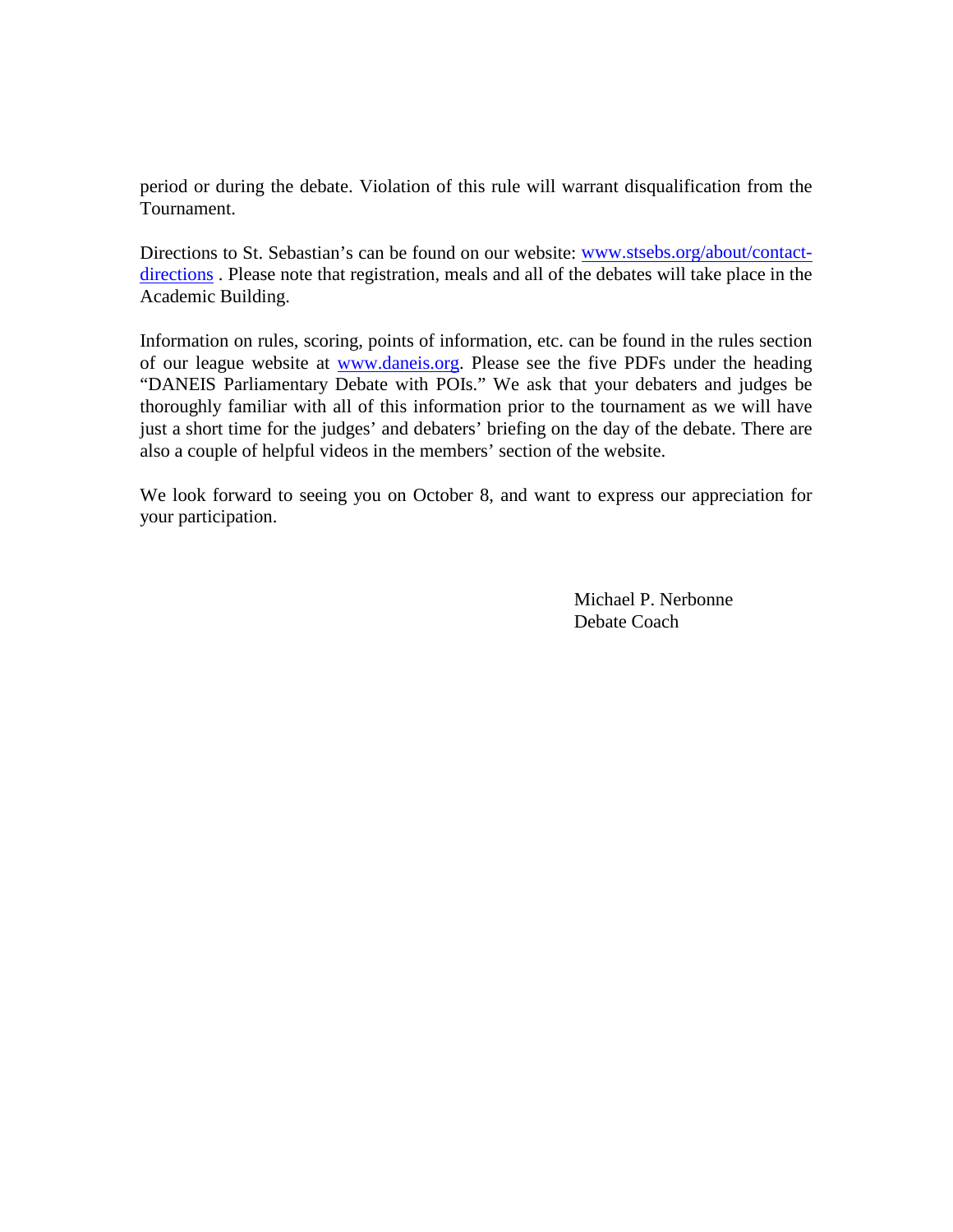period or during the debate. Violation of this rule will warrant disqualification from the Tournament.

Directions to St. Sebastian's can be found on our website: [www.stsebs.org/about/contact-directions](www.stsebs.org/about/contact-directions) . Please note that registration, meals and all of the debates will take place in the Academic Building.

Information on rules, scoring, points of information, etc. can be found in the rules section of our league website at [www.daneis.org](www.daneis.org). Please see the five PDFs under the heading "DANEIS Parliamentary Debate with POIs." We ask that your debaters and judges be thoroughly familiar with all of this information prior to the tournament as we will have just a short time for the judges' and debaters' briefing on the day of the debate. There are also a couple of helpful videos in the members' section of the website.

We look forward to seeing you on October 8, and want to express our appreciation for your participation.

Michael P. Nerbonne
Debate Coach